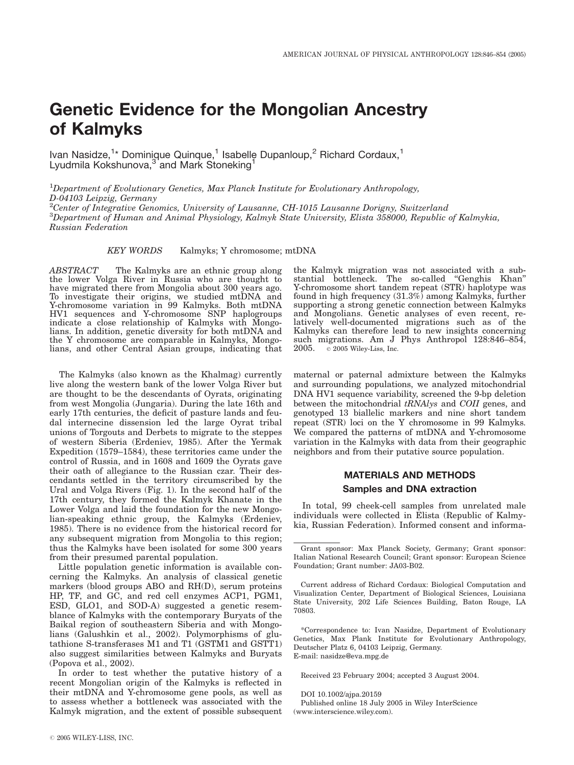# Genetic Evidence for the Mongolian Ancestry of Kalmyks

Ivan Nasidze,[1]* Dominique Quinque,[1] Isabelle Dupanloup,[2] Richard Cordaux,[1] Lyudmila Kokshunova,[3] and Mark Stoneking[1]

[1]*Department of Evolutionary Genetics, Max Planck Institute for Evolutionary Anthropology, D-04103 Leipzig, Germany*
[2]*Center of Integrative Genomics, University of Lausanne, CH-1015 Lausanne Dorigny, Switzerland*
[3]*Department of Human and Animal Physiology, Kalmyk State University, Elista 358000, Republic of Kalmykia, Russian Federation*

*KEY WORDS* Kalmyks; Y chromosome; mtDNA

*ABSTRACT* The Kalmyks are an ethnic group along the lower Volga River in Russia who are thought to have migrated there from Mongolia about 300 years ago. To investigate their origins, we studied mtDNA and Y-chromosome variation in 99 Kalmyks. Both mtDNA HV1 sequences and Y-chromosome SNP haplogroups indicate a close relationship of Kalmyks with Mongolians. In addition, genetic diversity for both mtDNA and the Y chromosome are comparable in Kalmyks, Mongolians, and other Central Asian groups, indicating that the Kalmyk migration was not associated with a substantial bottleneck. The so-called "Genghis Khan" Y-chromosome short tandem repeat (STR) haplotype was found in high frequency (31.3%) among Kalmyks, further supporting a strong genetic connection between Kalmyks and Mongolians. Genetic analyses of even recent, relatively well-documented migrations such as of the Kalmyks can therefore lead to new insights concerning such migrations. Am J Phys Anthropol 128:846–854, 2005. © 2005 Wiley-Liss, Inc.

The Kalmyks (also known as the Khalmag) currently live along the western bank of the lower Volga River but are thought to be the descendants of Oyrats, originating from west Mongolia (Jungaria). During the late 16th and early 17th centuries, the deficit of pasture lands and feudal internecine dissension led the large Oyrat tribal unions of Torgouts and Derbets to migrate to the steppes of western Siberia (Erdeniev, 1985). After the Yermak Expedition (1579–1584), these territories came under the control of Russia, and in 1608 and 1609 the Oyrats gave their oath of allegiance to the Russian czar. Their descendants settled in the territory circumscribed by the Ural and Volga Rivers (Fig. 1). In the second half of the 17th century, they formed the Kalmyk Khanate in the Lower Volga and laid the foundation for the new Mongolian-speaking ethnic group, the Kalmyks (Erdeniev, 1985). There is no evidence from the historical record for any subsequent migration from Mongolia to this region; thus the Kalmyks have been isolated for some 300 years from their presumed parental population.

Little population genetic information is available concerning the Kalmyks. An analysis of classical genetic markers (blood groups ABO and RH(D), serum proteins HP, TF, and GC, and red cell enzymes ACP1, PGM1, ESD, GLO1, and SOD-A) suggested a genetic resemblance of Kalmyks with the contemporary Buryats of the Baikal region of southeastern Siberia and with Mongolians (Galushkin et al., 2002). Polymorphisms of glutathione S-transferases M1 and T1 (GSTM1 and GSTT1) also suggest similarities between Kalmyks and Buryats (Popova et al., 2002).

In order to test whether the putative history of a recent Mongolian origin of the Kalmyks is reflected in their mtDNA and Y-chromosome gene pools, as well as to assess whether a bottleneck was associated with the Kalmyk migration, and the extent of possible subsequent maternal or paternal admixture between the Kalmyks and surrounding populations, we analyzed mitochondrial DNA HV1 sequence variability, screened the 9-bp deletion between the mitochondrial *tRNAlys* and *COII* genes, and genotyped 13 biallelic markers and nine short tandem repeat (STR) loci on the Y chromosome in 99 Kalmyks. We compared the patterns of mtDNA and Y-chromosome variation in the Kalmyks with data from their geographic neighbors and from their putative source population.

## MATERIALS AND METHODS

### Samples and DNA extraction

In total, 99 cheek-cell samples from unrelated male individuals were collected in Elista (Republic of Kalmykia, Russian Federation). Informed consent and informa-

---

Grant sponsor: Max Planck Society, Germany; Grant sponsor: Italian National Research Council; Grant sponsor: European Science Foundation; Grant number: JA03-B02.

Current address of Richard Cordaux: Biological Computation and Visualization Center, Department of Biological Sciences, Louisiana State University, 202 Life Sciences Building, Baton Rouge, LA 70803.

*Correspondence to: Ivan Nasidze, Department of Evolutionary Genetics, Max Plank Institute for Evolutionary Anthropology, Deutscher Platz 6, 04103 Leipzig, Germany. E-mail: nasidze@eva.mpg.de

Received 23 February 2004; accepted 3 August 2004.

DOI 10.1002/ajpa.20159
Published online 18 July 2005 in Wiley InterScience (www.interscience.wiley.com).

© 2005 WILEY-LISS, INC.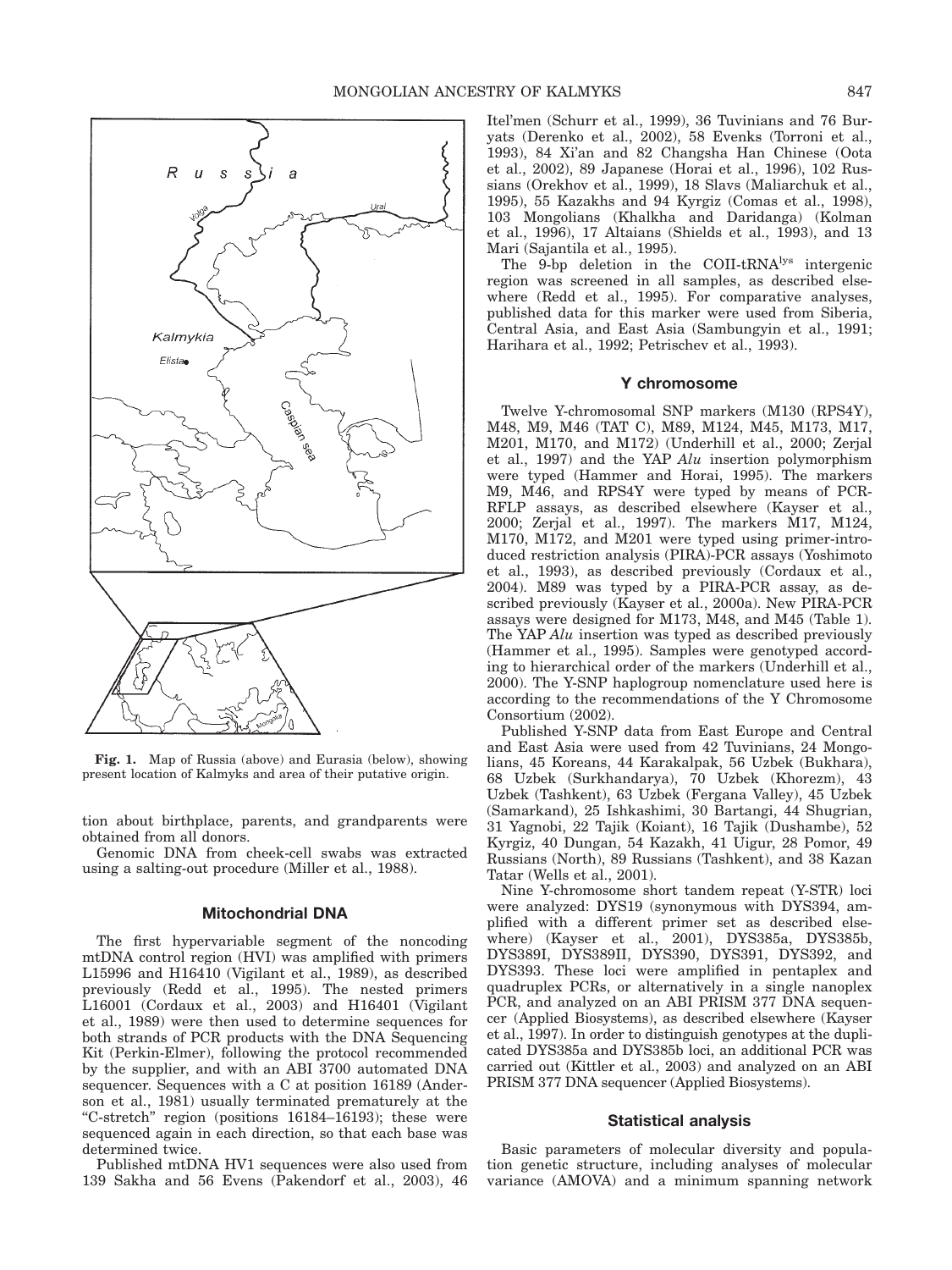Fig. 1. Map of Russia (above) and Eurasia (below), showing present location of Kalmyks and area of their putative origin.

tion about birthplace, parents, and grandparents were obtained from all donors.

Genomic DNA from cheek-cell swabs was extracted using a salting-out procedure (Miller et al., 1988).

### Mitochondrial DNA

The first hypervariable segment of the noncoding mtDNA control region (HVI) was amplified with primers L15996 and H16410 (Vigilant et al., 1989), as described previously (Redd et al., 1995). The nested primers L16001 (Cordaux et al., 2003) and H16401 (Vigilant et al., 1989) were then used to determine sequences for both strands of PCR products with the DNA Sequencing Kit (Perkin-Elmer), following the protocol recommended by the supplier, and with an ABI 3700 automated DNA sequencer. Sequences with a C at position 16189 (Anderson et al., 1981) usually terminated prematurely at the "C-stretch" region (positions 16184–16193); these were sequenced again in each direction, so that each base was determined twice.

Published mtDNA HV1 sequences were also used from 139 Sakha and 56 Evens (Pakendorf et al., 2003), 46 Itel'men (Schurr et al., 1999), 36 Tuvinians and 76 Buryats (Derenko et al., 2002), 58 Evenks (Torroni et al., 1993), 84 Xi'an and 82 Changsha Han Chinese (Oota et al., 2002), 89 Japanese (Horai et al., 1996), 102 Russians (Orekhov et al., 1999), 18 Slavs (Maliarchuk et al., 1995), 55 Kazakhs and 94 Kyrgiz (Comas et al., 1998), 103 Mongolians (Khalkha and Daridanga) (Kolman et al., 1996), 17 Altaians (Shields et al., 1993), and 13 Mari (Sajantila et al., 1995).

The 9-bp deletion in the COII-tRNA$^{lys}$ intergenic region was screened in all samples, as described elsewhere (Redd et al., 1995). For comparative analyses, published data for this marker were used from Siberia, Central Asia, and East Asia (Sambungyin et al., 1991; Harihara et al., 1992; Petrischev et al., 1993).

### Y chromosome

Twelve Y-chromosomal SNP markers (M130 (RPS4Y), M48, M9, M46 (TAT C), M89, M124, M45, M173, M17, M201, M170, and M172) (Underhill et al., 2000; Zerjal et al., 1997) and the YAP *Alu* insertion polymorphism were typed (Hammer and Horai, 1995). The markers M9, M46, and RPS4Y were typed by means of PCR-RFLP assays, as described elsewhere (Kayser et al., 2000; Zerjal et al., 1997). The markers M17, M124, M170, M172, and M201 were typed using primer-introduced restriction analysis (PIRA)-PCR assays (Yoshimoto et al., 1993), as described previously (Cordaux et al., 2004). M89 was typed by a PIRA-PCR assay, as described previously (Kayser et al., 2000a). New PIRA-PCR assays were designed for M173, M48, and M45 (Table 1). The YAP *Alu* insertion was typed as described previously (Hammer et al., 1995). Samples were genotyped according to hierarchical order of the markers (Underhill et al., 2000). The Y-SNP haplogroup nomenclature used here is according to the recommendations of the Y Chromosome Consortium (2002).

Published Y-SNP data from East Europe and Central and East Asia were used from 42 Tuvinians, 24 Mongolians, 45 Koreans, 44 Karakalpak, 56 Uzbek (Bukhara), 68 Uzbek (Surkhandarya), 70 Uzbek (Khorezm), 43 Uzbek (Tashkent), 63 Uzbek (Fergana Valley), 45 Uzbek (Samarkand), 25 Ishkashimi, 30 Bartangi, 44 Shugrian, 31 Yagnobi, 22 Tajik (Koiant), 16 Tajik (Dushambe), 52 Kyrgiz, 40 Dungan, 54 Kazakh, 41 Uigur, 28 Pomor, 49 Russians (North), 89 Russians (Tashkent), and 38 Kazan Tatar (Wells et al., 2001).

Nine Y-chromosome short tandem repeat (Y-STR) loci were analyzed: DYS19 (synonymous with DYS394, amplified with a different primer set as described elsewhere) (Kayser et al., 2001), DYS385a, DYS385b, DYS389I, DYS389II, DYS390, DYS391, DYS392, and DYS393. These loci were amplified in pentaplex and quadruplex PCRs, or alternatively in a single nanoplex PCR, and analyzed on an ABI PRISM 377 DNA sequencer (Applied Biosystems), as described elsewhere (Kayser et al., 1997). In order to distinguish genotypes at the duplicated DYS385a and DYS385b loci, an additional PCR was carried out (Kittler et al., 2003) and analyzed on an ABI PRISM 377 DNA sequencer (Applied Biosystems).

### Statistical analysis

Basic parameters of molecular diversity and population genetic structure, including analyses of molecular variance (AMOVA) and a minimum spanning network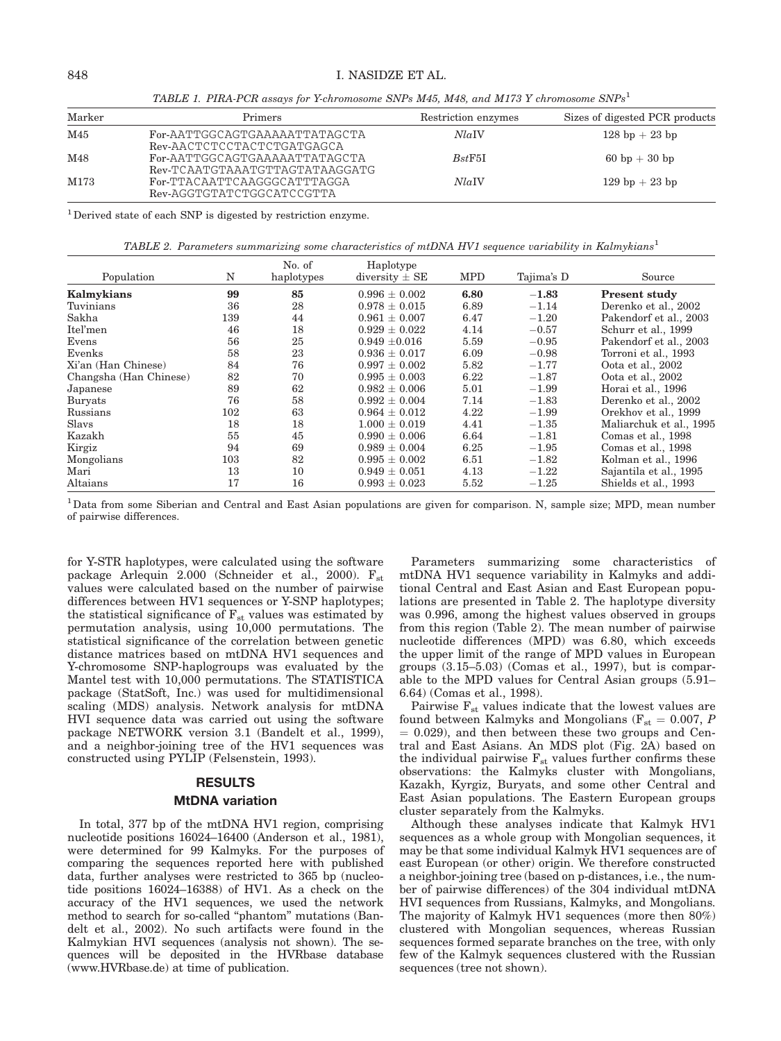TABLE 1. PIRA-PCR assays for Y-chromosome SNPs M45, M48, and M173 Y chromosome SNPs[1]

| Marker | Primers | Restriction enzymes | Sizes of digested PCR products |
|---|---|---|---|
| M45 | For-AATTGGCAGTGAAAAATTATAGCTA<br>Rev-AACTCTCCTACTCTGATGAGCA | *Nla*IV | 128 bp + 23 bp |
| M48 | For-AATTGGCAGTGAAAAATTATAGCTA<br>Rev-TCAATGTAAATGTTAGTATAAGGATG | *Bst*F5I | 60 bp + 30 bp |
| M173 | For-TTACAATTCAAGGGCATTTAGGA<br>Rev-AGGTGTATCTGGCATCCGTTA | *Nla*IV | 129 bp + 23 bp |

[1] Derived state of each SNP is digested by restriction enzyme.

TABLE 2. Parameters summarizing some characteristics of mtDNA HV1 sequence variability in Kalmykians[1]

| Population | N | No. of haplotypes | Haplotype diversity ± SE | MPD | Tajima's D | Source |
|---|---|---|---|---|---|---|
| **Kalmykians** | **99** | **85** | **0.996 ± 0.002** | **6.80** | **−1.83** | **Present study** |
| Tuvinians | 36 | 28 | 0.978 ± 0.015 | 6.89 | −1.14 | Derenko et al., 2002 |
| Sakha | 139 | 44 | 0.961 ± 0.007 | 6.47 | −1.20 | Pakendorf et al., 2003 |
| Itel'men | 46 | 18 | 0.929 ± 0.022 | 4.14 | −0.57 | Schurr et al., 1999 |
| Evens | 56 | 25 | 0.949 ±0.016 | 5.59 | −0.95 | Pakendorf et al., 2003 |
| Evenks | 58 | 23 | 0.936 ± 0.017 | 6.09 | −0.98 | Torroni et al., 1993 |
| Xi'an (Han Chinese) | 84 | 76 | 0.997 ± 0.002 | 5.82 | −1.77 | Oota et al., 2002 |
| Changsha (Han Chinese) | 82 | 70 | 0.995 ± 0.003 | 6.22 | −1.87 | Oota et al., 2002 |
| Japanese | 89 | 62 | 0.982 ± 0.006 | 5.01 | −1.99 | Horai et al., 1996 |
| Buryats | 76 | 58 | 0.992 ± 0.004 | 7.14 | −1.83 | Derenko et al., 2002 |
| Russians | 102 | 63 | 0.964 ± 0.012 | 4.22 | −1.99 | Orekhov et al., 1999 |
| Slavs | 18 | 18 | 1.000 ± 0.019 | 4.41 | −1.35 | Maliarchuk et al., 1995 |
| Kazakh | 55 | 45 | 0.990 ± 0.006 | 6.64 | −1.81 | Comas et al., 1998 |
| Kirgiz | 94 | 69 | 0.989 ± 0.004 | 6.25 | −1.95 | Comas et al., 1998 |
| Mongolians | 103 | 82 | 0.995 ± 0.002 | 6.51 | −1.82 | Kolman et al., 1996 |
| Mari | 13 | 10 | 0.949 ± 0.051 | 4.13 | −1.22 | Sajantila et al., 1995 |
| Altaians | 17 | 16 | 0.993 ± 0.023 | 5.52 | −1.25 | Shields et al., 1993 |

[1] Data from some Siberian and Central and East Asian populations are given for comparison. N, sample size; MPD, mean number of pairwise differences.

for Y-STR haplotypes, were calculated using the software package Arlequin 2.000 (Schneider et al., 2000). $F_{st}$ values were calculated based on the number of pairwise differences between HV1 sequences or Y-SNP haplotypes; the statistical significance of $F_{st}$ values was estimated by permutation analysis, using 10,000 permutations. The statistical significance of the correlation between genetic distance matrices based on mtDNA HV1 sequences and Y-chromosome SNP-haplogroups was evaluated by the Mantel test with 10,000 permutations. The STATISTICA package (StatSoft, Inc.) was used for multidimensional scaling (MDS) analysis. Network analysis for mtDNA HVI sequence data was carried out using the software package NETWORK version 3.1 (Bandelt et al., 1999), and a neighbor-joining tree of the HV1 sequences was constructed using PYLIP (Felsenstein, 1993).

## RESULTS

### MtDNA variation

In total, 377 bp of the mtDNA HV1 region, comprising nucleotide positions 16024–16400 (Anderson et al., 1981), were determined for 99 Kalmyks. For the purposes of comparing the sequences reported here with published data, further analyses were restricted to 365 bp (nucleotide positions 16024–16388) of HV1. As a check on the accuracy of the HV1 sequences, we used the network method to search for so-called "phantom" mutations (Bandelt et al., 2002). No such artifacts were found in the Kalmykian HVI sequences (analysis not shown). The sequences will be deposited in the HVRbase database (www.HVRbase.de) at time of publication.

Parameters summarizing some characteristics of mtDNA HV1 sequence variability in Kalmyks and additional Central and East Asian and East European populations are presented in Table 2. The haplotype diversity was 0.996, among the highest values observed in groups from this region (Table 2). The mean number of pairwise nucleotide differences (MPD) was 6.80, which exceeds the upper limit of the range of MPD values in European groups (3.15–5.03) (Comas et al., 1997), but is comparable to the MPD values for Central Asian groups (5.91–6.64) (Comas et al., 1998).

Pairwise $F_{st}$ values indicate that the lowest values are found between Kalmyks and Mongolians ($F_{st}$ = 0.007, $P$ = 0.029), and then between these two groups and Central and East Asians. An MDS plot (Fig. 2A) based on the individual pairwise $F_{st}$ values further confirms these observations: the Kalmyks cluster with Mongolians, Kazakh, Kyrgiz, Buryats, and some other Central and East Asian populations. The Eastern European groups cluster separately from the Kalmyks.

Although these analyses indicate that Kalmyk HV1 sequences as a whole group with Mongolian sequences, it may be that some individual Kalmyk HV1 sequences are of east European (or other) origin. We therefore constructed a neighbor-joining tree (based on p-distances, i.e., the number of pairwise differences) of the 304 individual mtDNA HVI sequences from Russians, Kalmyks, and Mongolians. The majority of Kalmyk HV1 sequences (more then 80%) clustered with Mongolian sequences, whereas Russian sequences formed separate branches on the tree, with only few of the Kalmyk sequences clustered with the Russian sequences (tree not shown).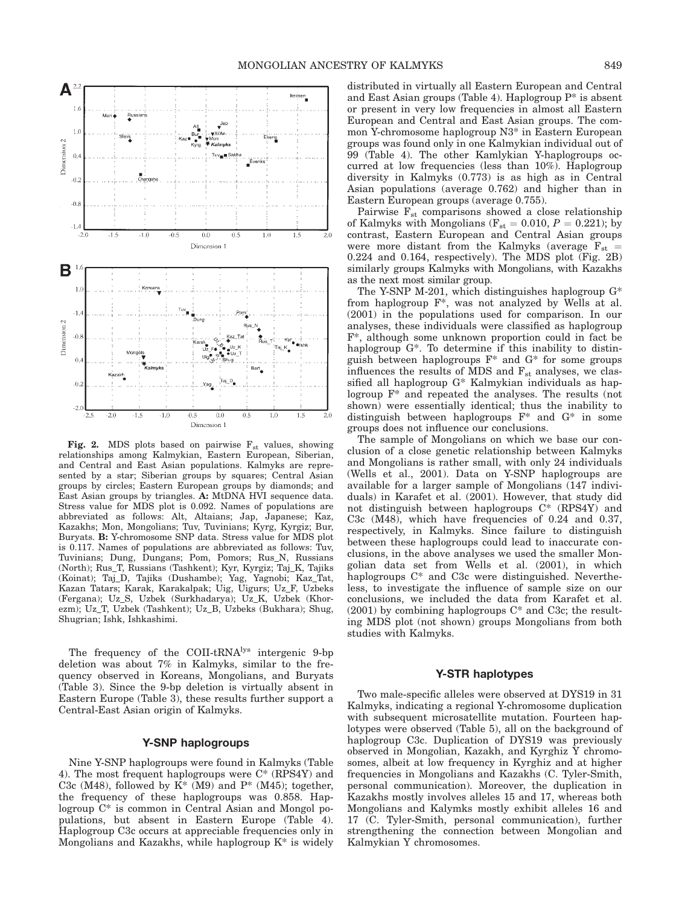**Fig. 2.** MDS plots based on pairwise $F_{st}$ values, showing relationships among Kalmykian, Eastern European, Siberian, and Central and East Asian populations. Kalmyks are represented by a star; Siberian groups by squares; Central Asian groups by circles; Eastern European groups by diamonds; and East Asian groups by triangles. **A:** MtDNA HVI sequence data. Stress value for MDS plot is 0.092. Names of populations are abbreviated as follows: Alt, Altaians; Jap, Japanese; Kaz, Kazakhs; Mon, Mongolians; Tuv, Tuvinians; Kyrg, Kyrgiz; Bur, Buryats. **B:** Y-chromosome SNP data. Stress value for MDS plot is 0.117. Names of populations are abbreviated as follows: Tuv, Tuvinians; Dung, Dungans; Pom, Pomors; Rus_N, Russians (North); Rus_T, Russians (Tashkent); Kyr, Kyrgiz; Taj_K, Tajiks (Koinat); Taj_D, Tajiks (Dushambe); Yag, Yagnobi; Kaz_Tat, Kazan Tatars; Karak, Karakalpak; Uig, Uigurs; Uz_F, Uzbeks (Fergana); Uz_S, Uzbek (Surkhadarya); Uz_K, Uzbek (Khorezm); Uz_T, Uzbek (Tashkent); Uz_B, Uzbeks (Bukhara); Shug, Shugrian; Ishk, Ishkashimi.

The frequency of the COII-tRNA$^{lys}$ intergenic 9-bp deletion was about 7% in Kalmyks, similar to the frequency observed in Koreans, Mongolians, and Buryats (Table 3). Since the 9-bp deletion is virtually absent in Eastern Europe (Table 3), these results further support a Central-East Asian origin of Kalmyks.

## Y-SNP haplogroups

Nine Y-SNP haplogroups were found in Kalmyks (Table 4). The most frequent haplogroups were C* (RPS4Y) and C3c (M48), followed by K* (M9) and P* (M45); together, the frequency of these haplogroups was 0.858. Haplogroup C* is common in Central Asian and Mongol populations, but absent in Eastern Europe (Table 4). Haplogroup C3c occurs at appreciable frequencies only in Mongolians and Kazakhs, while haplogroup K* is widely distributed in virtually all Eastern European and Central and East Asian groups (Table 4). Haplogroup P* is absent or present in very low frequencies in almost all Eastern European and Central and East Asian groups. The common Y-chromosome haplogroup N3* in Eastern European groups was found only in one Kalmykian individual out of 99 (Table 4). The other Kamlykian Y-haplogroups occurred at low frequencies (less than 10%). Haplogroup diversity in Kalmyks (0.773) is as high as in Central Asian populations (average 0.762) and higher than in Eastern European groups (average 0.755).

Pairwise $F_{st}$ comparisons showed a close relationship of Kalmyks with Mongolians ($F_{st} = 0.010$, $P = 0.221$); by contrast, Eastern European and Central Asian groups were more distant from the Kalmyks (average $F_{st} = 0.224$ and 0.164, respectively). The MDS plot (Fig. 2B) similarly groups Kalmyks with Mongolians, with Kazakhs as the next most similar group.

The Y-SNP M-201, which distinguishes haplogroup G* from haplogroup F*, was not analyzed by Wells at al. (2001) in the populations used for comparison. In our analyses, these individuals were classified as haplogroup F*, although some unknown proportion could in fact be haplogroup G*. To determine if this inability to distinguish between haplogroups F* and G* for some groups influences the results of MDS and $F_{st}$ analyses, we classified all haplogroup G* Kalmykian individuals as haplogroup F* and repeated the analyses. The results (not shown) were essentially identical; thus the inability to distinguish between haplogroups F* and G* in some groups does not influence our conclusions.

The sample of Mongolians on which we base our conclusion of a close genetic relationship between Kalmyks and Mongolians is rather small, with only 24 individuals (Wells et al., 2001). Data on Y-SNP haplogroups are available for a larger sample of Mongolians (147 individuals) in Karafet et al. (2001). However, that study did not distinguish between haplogroups C* (RPS4Y) and C3c (M48), which have frequencies of 0.24 and 0.37, respectively, in Kalmyks. Since failure to distinguish between these haplogroups could lead to inaccurate conclusions, in the above analyses we used the smaller Mongolian data set from Wells et al. (2001), in which haplogroups C* and C3c were distinguished. Nevertheless, to investigate the influence of sample size on our conclusions, we included the data from Karafet et al. (2001) by combining haplogroups C* and C3c; the resulting MDS plot (not shown) groups Mongolians from both studies with Kalmyks.

## Y-STR haplotypes

Two male-specific alleles were observed at DYS19 in 31 Kalmyks, indicating a regional Y-chromosome duplication with subsequent microsatellite mutation. Fourteen haplotypes were observed (Table 5), all on the background of haplogroup C3c. Duplication of DYS19 was previously observed in Mongolian, Kazakh, and Kyrghiz Y chromosomes, albeit at low frequency in Kyrghiz and at higher frequencies in Mongolians and Kazakhs (C. Tyler-Smith, personal communication). Moreover, the duplication in Kazakhs mostly involves alleles 15 and 17, whereas both Mongolians and Kalymks mostly exhibit alleles 16 and 17 (C. Tyler-Smith, personal communication), further strengthening the connection between Mongolian and Kalmykian Y chromosomes.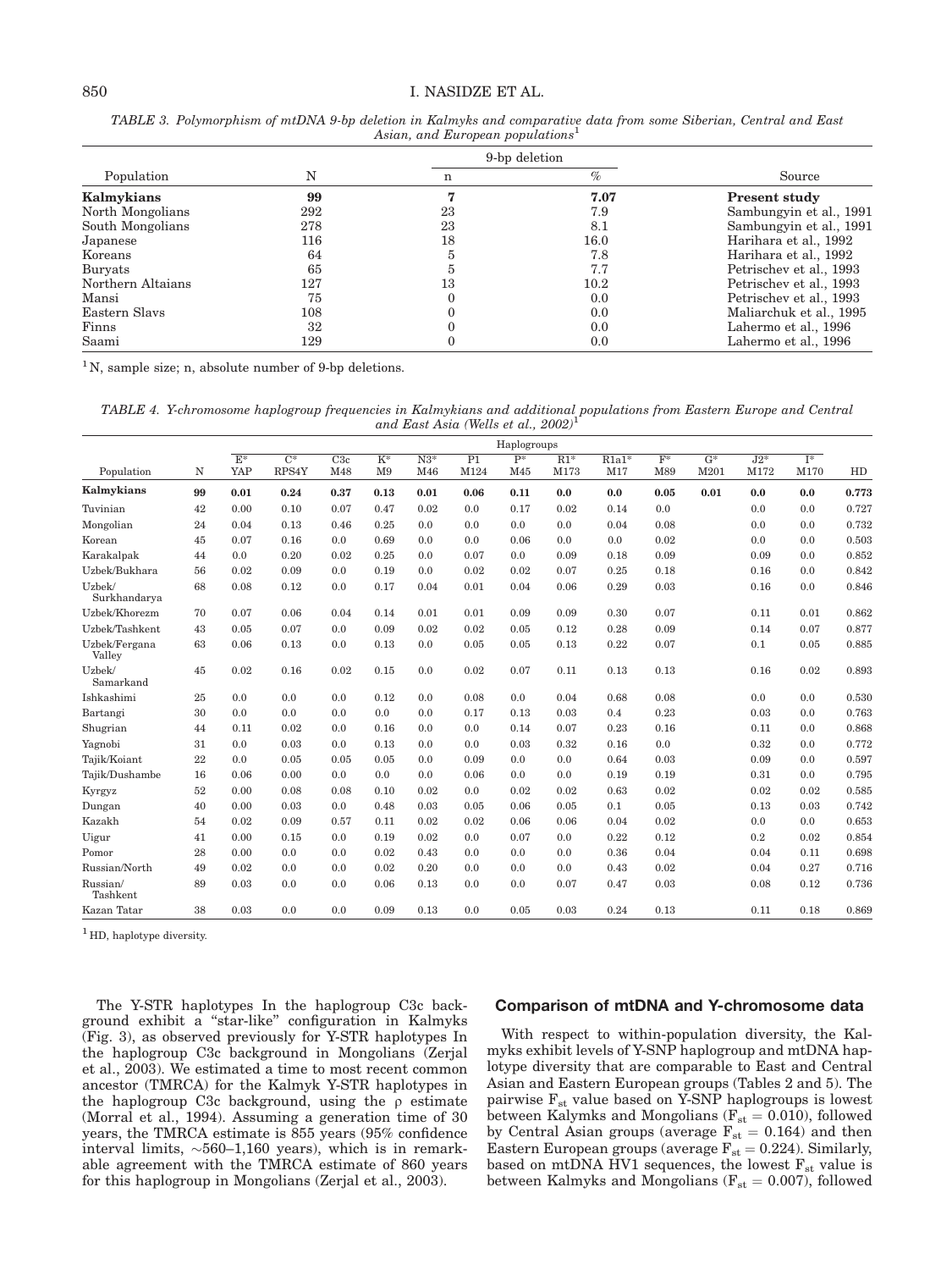*TABLE 3. Polymorphism of mtDNA 9-bp deletion in Kalmyks and comparative data from some Siberian, Central and East Asian, and European populations*[1]

| Population | N | 9-bp deletion n | 9-bp deletion % | Source |
|---|---|---|---|---|
| **Kalmykians** | **99** | **7** | **7.07** | **Present study** |
| North Mongolians | 292 | 23 | 7.9 | Sambungyin et al., 1991 |
| South Mongolians | 278 | 23 | 8.1 | Sambungyin et al., 1991 |
| Japanese | 116 | 18 | 16.0 | Harihara et al., 1992 |
| Koreans | 64 | 5 | 7.8 | Harihara et al., 1992 |
| Buryats | 65 | 5 | 7.7 | Petrischev et al., 1993 |
| Northern Altaians | 127 | 13 | 10.2 | Petrischev et al., 1993 |
| Mansi | 75 | 0 | 0.0 | Petrischev et al., 1993 |
| Eastern Slavs | 108 | 0 | 0.0 | Maliarchuk et al., 1995 |
| Finns | 32 | 0 | 0.0 | Lahermo et al., 1996 |
| Saami | 129 | 0 | 0.0 | Lahermo et al., 1996 |

[1] N, sample size; n, absolute number of 9-bp deletions.

*TABLE 4. Y-chromosome haplogroup frequencies in Kalmykians and additional populations from Eastern Europe and Central and East Asia (Wells et al., 2002)*[1]

| Population | N | E* YAP | C* RPS4Y | C3c M48 | K* M9 | N3* M46 | P1 M124 | P* M45 | R1* M173 | R1a1* M17 | F* M89 | G* M201 | J2* M172 | I* M170 | HD |
|---|---|---|---|---|---|---|---|---|---|---|---|---|---|---|---|
| **Kalmykians** | **99** | **0.01** | **0.24** | **0.37** | **0.13** | **0.01** | **0.06** | **0.11** | **0.0** | **0.0** | **0.05** | **0.01** | **0.0** | **0.0** | **0.773** |
| Tuvinian | 42 | 0.00 | 0.10 | 0.07 | 0.47 | 0.02 | 0.0 | 0.17 | 0.02 | 0.14 | 0.0 | | 0.0 | 0.0 | 0.727 |
| Mongolian | 24 | 0.04 | 0.13 | 0.46 | 0.25 | 0.0 | 0.0 | 0.0 | 0.0 | 0.04 | 0.08 | | 0.0 | 0.0 | 0.732 |
| Korean | 45 | 0.07 | 0.16 | 0.0 | 0.69 | 0.0 | 0.0 | 0.06 | 0.0 | 0.0 | 0.02 | | 0.0 | 0.0 | 0.503 |
| Karakalpak | 44 | 0.0 | 0.20 | 0.02 | 0.25 | 0.0 | 0.07 | 0.0 | 0.09 | 0.18 | 0.09 | | 0.09 | 0.0 | 0.852 |
| Uzbek/Bukhara | 56 | 0.02 | 0.09 | 0.0 | 0.19 | 0.0 | 0.02 | 0.02 | 0.07 | 0.25 | 0.18 | | 0.16 | 0.0 | 0.842 |
| Uzbek/Surkhandarya | 68 | 0.08 | 0.12 | 0.0 | 0.17 | 0.04 | 0.01 | 0.04 | 0.06 | 0.29 | 0.03 | | 0.16 | 0.0 | 0.846 |
| Uzbek/Khorezm | 70 | 0.07 | 0.06 | 0.04 | 0.14 | 0.01 | 0.01 | 0.09 | 0.09 | 0.30 | 0.07 | | 0.11 | 0.01 | 0.862 |
| Uzbek/Tashkent | 43 | 0.05 | 0.07 | 0.0 | 0.09 | 0.02 | 0.02 | 0.05 | 0.12 | 0.28 | 0.09 | | 0.14 | 0.07 | 0.877 |
| Uzbek/Fergana Valley | 63 | 0.06 | 0.13 | 0.0 | 0.13 | 0.0 | 0.05 | 0.05 | 0.13 | 0.22 | 0.07 | | 0.1 | 0.05 | 0.885 |
| Uzbek/Samarkand | 45 | 0.02 | 0.16 | 0.02 | 0.15 | 0.0 | 0.02 | 0.07 | 0.11 | 0.13 | 0.13 | | 0.16 | 0.02 | 0.893 |
| Ishkashimi | 25 | 0.0 | 0.0 | 0.0 | 0.12 | 0.0 | 0.08 | 0.0 | 0.04 | 0.68 | 0.08 | | 0.0 | 0.0 | 0.530 |
| Bartangi | 30 | 0.0 | 0.0 | 0.0 | 0.0 | 0.0 | 0.17 | 0.13 | 0.03 | 0.4 | 0.23 | | 0.03 | 0.0 | 0.763 |
| Shugrian | 44 | 0.11 | 0.02 | 0.0 | 0.16 | 0.0 | 0.0 | 0.14 | 0.07 | 0.23 | 0.16 | | 0.11 | 0.0 | 0.868 |
| Yagnobi | 31 | 0.0 | 0.03 | 0.0 | 0.13 | 0.0 | 0.0 | 0.03 | 0.32 | 0.16 | 0.0 | | 0.32 | 0.0 | 0.772 |
| Tajik/Koiant | 22 | 0.0 | 0.05 | 0.05 | 0.05 | 0.0 | 0.09 | 0.0 | 0.0 | 0.64 | 0.03 | | 0.09 | 0.0 | 0.597 |
| Tajik/Dushambe | 16 | 0.06 | 0.00 | 0.0 | 0.0 | 0.0 | 0.06 | 0.0 | 0.0 | 0.19 | 0.19 | | 0.31 | 0.0 | 0.795 |
| Kyrgyz | 52 | 0.00 | 0.08 | 0.08 | 0.10 | 0.02 | 0.0 | 0.02 | 0.02 | 0.63 | 0.02 | | 0.02 | 0.02 | 0.585 |
| Dungan | 40 | 0.00 | 0.03 | 0.0 | 0.48 | 0.03 | 0.05 | 0.06 | 0.05 | 0.1 | 0.05 | | 0.13 | 0.03 | 0.742 |
| Kazakh | 54 | 0.02 | 0.09 | 0.57 | 0.11 | 0.02 | 0.02 | 0.06 | 0.06 | 0.04 | 0.02 | | 0.0 | 0.0 | 0.653 |
| Uigur | 41 | 0.00 | 0.15 | 0.0 | 0.19 | 0.02 | 0.0 | 0.07 | 0.0 | 0.22 | 0.12 | | 0.2 | 0.02 | 0.854 |
| Pomor | 28 | 0.00 | 0.0 | 0.0 | 0.02 | 0.43 | 0.0 | 0.0 | 0.0 | 0.36 | 0.04 | | 0.04 | 0.11 | 0.698 |
| Russian/North | 49 | 0.02 | 0.0 | 0.0 | 0.02 | 0.20 | 0.0 | 0.0 | 0.0 | 0.43 | 0.02 | | 0.04 | 0.27 | 0.716 |
| Russian/Tashkent | 89 | 0.03 | 0.0 | 0.0 | 0.06 | 0.13 | 0.0 | 0.0 | 0.07 | 0.47 | 0.03 | | 0.08 | 0.12 | 0.736 |
| Kazan Tatar | 38 | 0.03 | 0.0 | 0.0 | 0.09 | 0.13 | 0.0 | 0.05 | 0.03 | 0.24 | 0.13 | | 0.11 | 0.18 | 0.869 |

[1] HD, haplotype diversity.

The Y-STR haplotypes In the haplogroup C3c background exhibit a "star-like" configuration in Kalmyks (Fig. 3), as observed previously for Y-STR haplotypes In the haplogroup C3c background in Mongolians (Zerjal et al., 2003). We estimated a time to most recent common ancestor (TMRCA) for the Kalmyk Y-STR haplotypes in the haplogroup C3c background, using the $\rho$ estimate (Morral et al., 1994). Assuming a generation time of 30 years, the TMRCA estimate is 855 years (95% confidence interval limits, ~560–1,160 years), which is in remarkable agreement with the TMRCA estimate of 860 years for this haplogroup in Mongolians (Zerjal et al., 2003).

## Comparison of mtDNA and Y-chromosome data

With respect to within-population diversity, the Kalmyks exhibit levels of Y-SNP haplogroup and mtDNA haplotype diversity that are comparable to East and Central Asian and Eastern European groups (Tables 2 and 5). The pairwise $F_{st}$ value based on Y-SNP haplogroups is lowest between Kalymks and Mongolians ($F_{st} = 0.010$), followed by Central Asian groups (average $F_{st} = 0.164$) and then Eastern European groups (average $F_{st} = 0.224$). Similarly, based on mtDNA HV1 sequences, the lowest $F_{st}$ value is between Kalmyks and Mongolians ($F_{st} = 0.007$), followed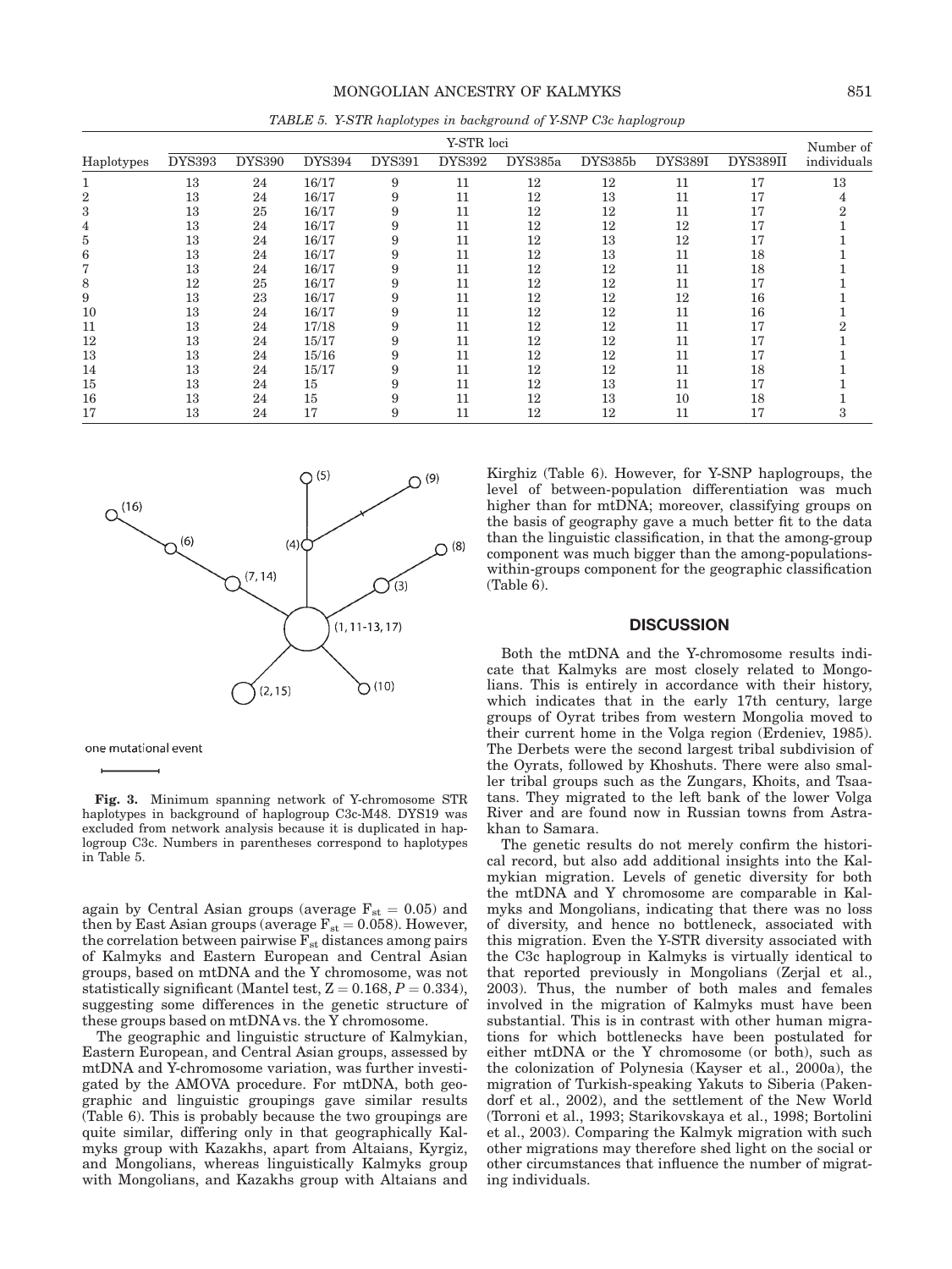*TABLE 5. Y-STR haplotypes in background of Y-SNP C3c haplogroup*

| Haplotypes | Y-STR loci | | | | | | | | | Number of individuals |
|---|---|---|---|---|---|---|---|---|---|---|
| | DYS393 | DYS390 | DYS394 | DYS391 | DYS392 | DYS385a | DYS385b | DYS389I | DYS389II | |
| 1 | 13 | 24 | 16/17 | 9 | 11 | 12 | 12 | 11 | 17 | 13 |
| 2 | 13 | 24 | 16/17 | 9 | 11 | 12 | 13 | 11 | 17 | 4 |
| 3 | 13 | 25 | 16/17 | 9 | 11 | 12 | 12 | 11 | 17 | 2 |
| 4 | 13 | 24 | 16/17 | 9 | 11 | 12 | 12 | 12 | 17 | 1 |
| 5 | 13 | 24 | 16/17 | 9 | 11 | 12 | 13 | 12 | 17 | 1 |
| 6 | 13 | 24 | 16/17 | 9 | 11 | 12 | 13 | 11 | 18 | 1 |
| 7 | 13 | 24 | 16/17 | 9 | 11 | 12 | 12 | 11 | 18 | 1 |
| 8 | 12 | 25 | 16/17 | 9 | 11 | 12 | 12 | 11 | 17 | 1 |
| 9 | 13 | 23 | 16/17 | 9 | 11 | 12 | 12 | 12 | 16 | 1 |
| 10 | 13 | 24 | 16/17 | 9 | 11 | 12 | 12 | 11 | 16 | 1 |
| 11 | 13 | 24 | 17/18 | 9 | 11 | 12 | 12 | 11 | 17 | 2 |
| 12 | 13 | 24 | 15/17 | 9 | 11 | 12 | 12 | 11 | 17 | 1 |
| 13 | 13 | 24 | 15/16 | 9 | 11 | 12 | 12 | 11 | 17 | 1 |
| 14 | 13 | 24 | 15/17 | 9 | 11 | 12 | 12 | 11 | 18 | 1 |
| 15 | 13 | 24 | 15 | 9 | 11 | 12 | 13 | 11 | 17 | 1 |
| 16 | 13 | 24 | 15 | 9 | 11 | 12 | 13 | 10 | 18 | 1 |
| 17 | 13 | 24 | 17 | 9 | 11 | 12 | 12 | 11 | 17 | 3 |

(5) (9) (16) (6) (4) (8) (7, 14) (3) (1, 11-13, 17) (2, 15) (10)

one mutational event

**Fig. 3.** Minimum spanning network of Y-chromosome STR haplotypes in background of haplogroup C3c-M48. DYS19 was excluded from network analysis because it is duplicated in haplogroup C3c. Numbers in parentheses correspond to haplotypes in Table 5.

again by Central Asian groups (average $F_{st} = 0.05$) and then by East Asian groups (average $F_{st} = 0.058$). However, the correlation between pairwise $F_{st}$ distances among pairs of Kalmyks and Eastern European and Central Asian groups, based on mtDNA and the Y chromosome, was not statistically significant (Mantel test, $Z = 0.168$, $P = 0.334$), suggesting some differences in the genetic structure of these groups based on mtDNA vs. the Y chromosome.

The geographic and linguistic structure of Kalmykian, Eastern European, and Central Asian groups, assessed by mtDNA and Y-chromosome variation, was further investigated by the AMOVA procedure. For mtDNA, both geographic and linguistic groupings gave similar results (Table 6). This is probably because the two groupings are quite similar, differing only in that geographically Kalmyks group with Kazakhs, apart from Altaians, Kyrgiz, and Mongolians, whereas linguistically Kalmyks group with Mongolians, and Kazakhs group with Altaians and Kirghiz (Table 6). However, for Y-SNP haplogroups, the level of between-population differentiation was much higher than for mtDNA; moreover, classifying groups on the basis of geography gave a much better fit to the data than the linguistic classification, in that the among-group component was much bigger than the among-populations-within-groups component for the geographic classification (Table 6).

## DISCUSSION

Both the mtDNA and the Y-chromosome results indicate that Kalmyks are most closely related to Mongolians. This is entirely in accordance with their history, which indicates that in the early 17th century, large groups of Oyrat tribes from western Mongolia moved to their current home in the Volga region (Erdeniev, 1985). The Derbets were the second largest tribal subdivision of the Oyrats, followed by Khoshuts. There were also smaller tribal groups such as the Zungars, Khoits, and Tsaatans. They migrated to the left bank of the lower Volga River and are found now in Russian towns from Astrakhan to Samara.

The genetic results do not merely confirm the historical record, but also add additional insights into the Kalmykian migration. Levels of genetic diversity for both the mtDNA and Y chromosome are comparable in Kalmyks and Mongolians, indicating that there was no loss of diversity, and hence no bottleneck, associated with this migration. Even the Y-STR diversity associated with the C3c haplogroup in Kalmyks is virtually identical to that reported previously in Mongolians (Zerjal et al., 2003). Thus, the number of both males and females involved in the migration of Kalmyks must have been substantial. This is in contrast with other human migrations for which bottlenecks have been postulated for either mtDNA or the Y chromosome (or both), such as the colonization of Polynesia (Kayser et al., 2000a), the migration of Turkish-speaking Yakuts to Siberia (Pakendorf et al., 2002), and the settlement of the New World (Torroni et al., 1993; Starikovskaya et al., 1998; Bortolini et al., 2003). Comparing the Kalmyk migration with such other migrations may therefore shed light on the social or other circumstances that influence the number of migrating individuals.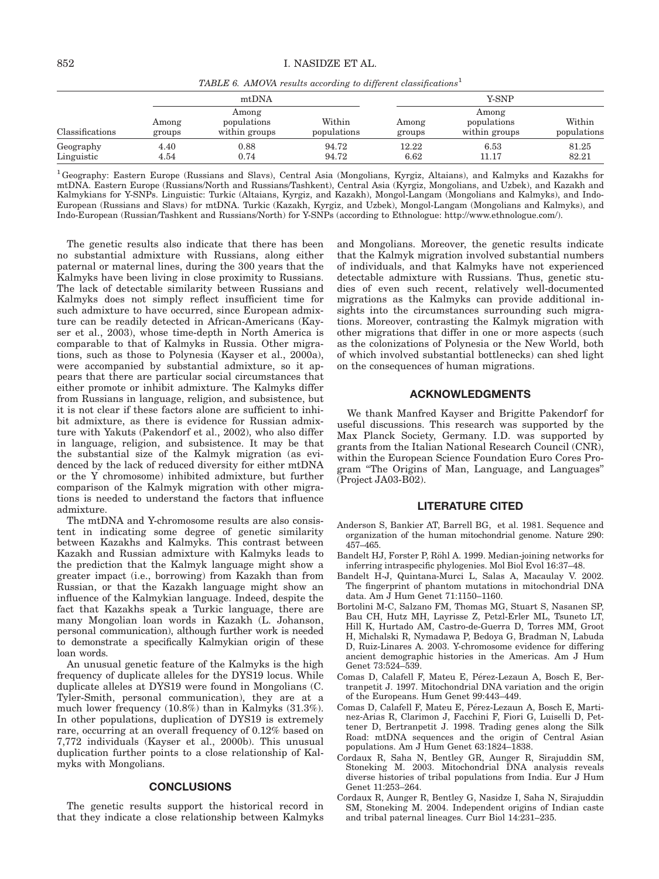*TABLE 6. AMOVA results according to different classifications*[1]

| | mtDNA | | | Y-SNP | | |
|---|---|---|---|---|---|---|
| Classifications | Among groups | Among populations within groups | Within populations | Among groups | Among populations within groups | Within populations |
| Geography | 4.40 | 0.88 | 94.72 | 12.22 | 6.53 | 81.25 |
| Linguistic | 4.54 | 0.74 | 94.72 | 6.62 | 11.17 | 82.21 |

[1] Geography: Eastern Europe (Russians and Slavs), Central Asia (Mongolians, Kyrgiz, Altaians), and Kalmyks and Kazakhs for mtDNA. Eastern Europe (Russians/North and Russians/Tashkent), Central Asia (Kyrgiz, Mongolians, and Uzbek), and Kazakh and Kalmykians for Y-SNPs. Linguistic: Turkic (Altaians, Kyrgiz, and Kazakh), Mongol-Langam (Mongolians and Kalmyks), and Indo-European (Russians and Slavs) for mtDNA. Turkic (Kazakh, Kyrgiz, and Uzbek), Mongol-Langam (Mongolians and Kalmyks), and Indo-European (Russian/Tashkent and Russians/North) for Y-SNPs (according to Ethnologue: http://www.ethnologue.com/).

The genetic results also indicate that there has been no substantial admixture with Russians, along either paternal or maternal lines, during the 300 years that the Kalmyks have been living in close proximity to Russians. The lack of detectable similarity between Russians and Kalmyks does not simply reflect insufficient time for such admixture to have occurred, since European admixture can be readily detected in African-Americans (Kayser et al., 2003), whose time-depth in North America is comparable to that of Kalmyks in Russia. Other migrations, such as those to Polynesia (Kayser et al., 2000a), were accompanied by substantial admixture, so it appears that there are particular social circumstances that either promote or inhibit admixture. The Kalmyks differ from Russians in language, religion, and subsistence, but it is not clear if these factors alone are sufficient to inhibit admixture, as there is evidence for Russian admixture with Yakuts (Pakendorf et al., 2002), who also differ in language, religion, and subsistence. It may be that the substantial size of the Kalmyk migration (as evidenced by the lack of reduced diversity for either mtDNA or the Y chromosome) inhibited admixture, but further comparison of the Kalmyk migration with other migrations is needed to understand the factors that influence admixture.

The mtDNA and Y-chromosome results are also consistent in indicating some degree of genetic similarity between Kazakhs and Kalmyks. This contrast between Kazakh and Russian admixture with Kalmyks leads to the prediction that the Kalmyk language might show a greater impact (i.e., borrowing) from Kazakh than from Russian, or that the Kazakh language might show an influence of the Kalmykian language. Indeed, despite the fact that Kazakhs speak a Turkic language, there are many Mongolian loan words in Kazakh (L. Johanson, personal communication), although further work is needed to demonstrate a specifically Kalmykian origin of these loan words.

An unusual genetic feature of the Kalmyks is the high frequency of duplicate alleles for the DYS19 locus. While duplicate alleles at DYS19 were found in Mongolians (C. Tyler-Smith, personal communication), they are at a much lower frequency (10.8%) than in Kalmyks (31.3%). In other populations, duplication of DYS19 is extremely rare, occurring at an overall frequency of 0.12% based on 7,772 individuals (Kayser et al., 2000b). This unusual duplication further points to a close relationship of Kalmyks with Mongolians.

## CONCLUSIONS

The genetic results support the historical record in that they indicate a close relationship between Kalmyks and Mongolians. Moreover, the genetic results indicate that the Kalmyk migration involved substantial numbers of individuals, and that Kalmyks have not experienced detectable admixture with Russians. Thus, genetic studies of even such recent, relatively well-documented migrations as the Kalmyks can provide additional insights into the circumstances surrounding such migrations. Moreover, contrasting the Kalmyk migration with other migrations that differ in one or more aspects (such as the colonizations of Polynesia or the New World, both of which involved substantial bottlenecks) can shed light on the consequences of human migrations.

## ACKNOWLEDGMENTS

We thank Manfred Kayser and Brigitte Pakendorf for useful discussions. This research was supported by the Max Planck Society, Germany. I.D. was supported by grants from the Italian National Research Council (CNR), within the European Science Foundation Euro Cores Program "The Origins of Man, Language, and Languages" (Project JA03-B02).

## LITERATURE CITED

Anderson S, Bankier AT, Barrell BG, et al. 1981. Sequence and organization of the human mitochondrial genome. Nature 290: 457–465.

Bandelt HJ, Forster P, Röhl A. 1999. Median-joining networks for inferring intraspecific phylogenies. Mol Biol Evol 16:37–48.

Bandelt H-J, Quintana-Murci L, Salas A, Macaulay V. 2002. The fingerprint of phantom mutations in mitochondrial DNA data. Am J Hum Genet 71:1150–1160.

Bortolini M-C, Salzano FM, Thomas MG, Stuart S, Nasanen SP, Bau CH, Hutz MH, Layrisse Z, Petzl-Erler ML, Tsuneto LT, Hill K, Hurtado AM, Castro-de-Guerra D, Torres MM, Groot H, Michalski R, Nymadawa P, Bedoya G, Bradman N, Labuda D, Ruiz-Linares A. 2003. Y-chromosome evidence for differing ancient demographic histories in the Americas. Am J Hum Genet 73:524–539.

Comas D, Calafell F, Mateu E, Pérez-Lezaun A, Bosch E, Bertranpetit J. 1997. Mitochondrial DNA variation and the origin of the Europeans. Hum Genet 99:443–449.

Comas D, Calafell F, Mateu E, Pérez-Lezaun A, Bosch E, Martinez-Arias R, Clarimon J, Facchini F, Fiori G, Luiselli D, Pettener D, Bertranpetit J. 1998. Trading genes along the Silk Road: mtDNA sequences and the origin of Central Asian populations. Am J Hum Genet 63:1824–1838.

Cordaux R, Saha N, Bentley GR, Aunger R, Sirajuddin SM, Stoneking M. 2003. Mitochondrial DNA analysis reveals diverse histories of tribal populations from India. Eur J Hum Genet 11:253–264.

Cordaux R, Aunger R, Bentley G, Nasidze I, Saha N, Sirajuddin SM, Stoneking M. 2004. Independent origins of Indian caste and tribal paternal lineages. Curr Biol 14:231–235.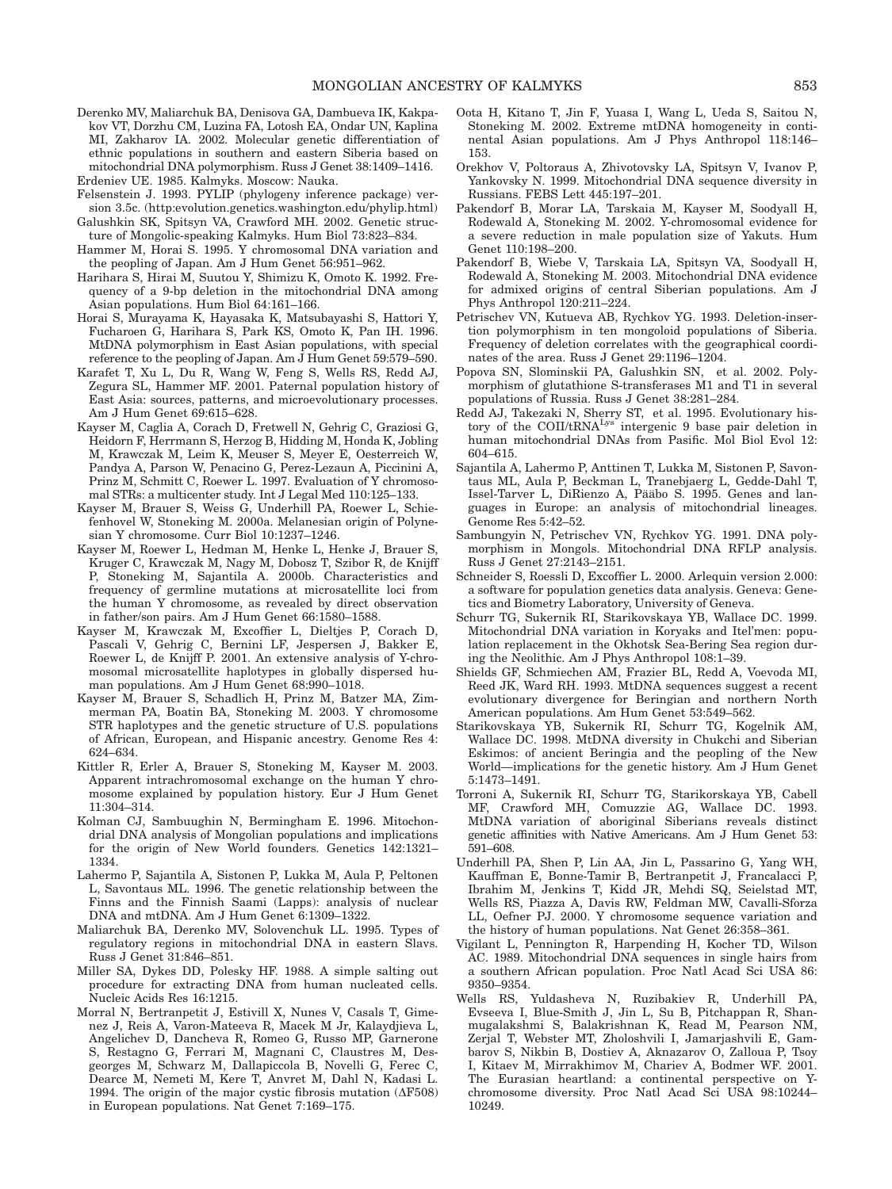Derenko MV, Maliarchuk BA, Denisova GA, Dambueva IK, Kakpakov VT, Dorzhu CM, Luzina FA, Lotosh EA, Ondar UN, Kaplina MI, Zakharov IA. 2002. Molecular genetic differentiation of ethnic populations in southern and eastern Siberia based on mitochondrial DNA polymorphism. Russ J Genet 38:1409–1416.

Erdeniev UE. 1985. Kalmyks. Moscow: Nauka.

Felsenstein J. 1993. PYLIP (phylogeny inference package) version 3.5c. (http:evolution.genetics.washington.edu/phylip.html)

Galushkin SK, Spitsyn VA, Crawford MH. 2002. Genetic structure of Mongolic-speaking Kalmyks. Hum Biol 73:823–834.

Hammer M, Horai S. 1995. Y chromosomal DNA variation and the peopling of Japan. Am J Hum Genet 56:951–962.

Harihara S, Hirai M, Suutou Y, Shimizu K, Omoto K. 1992. Frequency of a 9-bp deletion in the mitochondrial DNA among Asian populations. Hum Biol 64:161–166.

Horai S, Murayama K, Hayasaka K, Matsubayashi S, Hattori Y, Fucharoen G, Harihara S, Park KS, Omoto K, Pan IH. 1996. MtDNA polymorphism in East Asian populations, with special reference to the peopling of Japan. Am J Hum Genet 59:579–590.

Karafet T, Xu L, Du R, Wang W, Feng S, Wells RS, Redd AJ, Zegura SL, Hammer MF. 2001. Paternal population history of East Asia: sources, patterns, and microevolutionary processes. Am J Hum Genet 69:615–628.

Kayser M, Caglia A, Corach D, Fretwell N, Gehrig C, Graziosi G, Heidorn F, Herrmann S, Herzog B, Hidding M, Honda K, Jobling M, Krawczak M, Leim K, Meuser S, Meyer E, Oesterreich W, Pandya A, Parson W, Penacino G, Perez-Lezaun A, Piccinini A, Prinz M, Schmitt C, Roewer L. 1997. Evaluation of Y chromosomal STRs: a multicenter study. Int J Legal Med 110:125–133.

Kayser M, Brauer S, Weiss G, Underhill PA, Roewer L, Schiefenhovel W, Stoneking M. 2000a. Melanesian origin of Polynesian Y chromosome. Curr Biol 10:1237–1246.

Kayser M, Roewer L, Hedman M, Henke L, Henke J, Brauer S, Kruger C, Krawczak M, Nagy M, Dobosz T, Szibor R, de Knijff P, Stoneking M, Sajantila A. 2000b. Characteristics and frequency of germline mutations at microsatellite loci from the human Y chromosome, as revealed by direct observation in father/son pairs. Am J Hum Genet 66:1580–1588.

Kayser M, Krawczak M, Excoffier L, Dieltjes P, Corach D, Pascali V, Gehrig C, Bernini LF, Jespersen J, Bakker E, Roewer L, de Knijff P. 2001. An extensive analysis of Y-chromosomal microsatellite haplotypes in globally dispersed human populations. Am J Hum Genet 68:990–1018.

Kayser M, Brauer S, Schadlich H, Prinz M, Batzer MA, Zimmerman PA, Boatin BA, Stoneking M. 2003. Y chromosome STR haplotypes and the genetic structure of U.S. populations of African, European, and Hispanic ancestry. Genome Res 4: 624–634.

Kittler R, Erler A, Brauer S, Stoneking M, Kayser M. 2003. Apparent intrachromosomal exchange on the human Y chromosome explained by population history. Eur J Hum Genet 11:304–314.

Kolman CJ, Sambuughin N, Bermingham E. 1996. Mitochondrial DNA analysis of Mongolian populations and implications for the origin of New World founders. Genetics 142:1321–1334.

Lahermo P, Sajantila A, Sistonen P, Lukka M, Aula P, Peltonen L, Savontaus ML. 1996. The genetic relationship between the Finns and the Finnish Saami (Lapps): analysis of nuclear DNA and mtDNA. Am J Hum Genet 6:1309–1322.

Maliarchuk BA, Derenko MV, Solovenchuk LL. 1995. Types of regulatory regions in mitochondrial DNA in eastern Slavs. Russ J Genet 31:846–851.

Miller SA, Dykes DD, Polesky HF. 1988. A simple salting out procedure for extracting DNA from human nucleated cells. Nucleic Acids Res 16:1215.

Morral N, Bertranpetit J, Estivill X, Nunes V, Casals T, Gimenez J, Reis A, Varon-Mateeva R, Macek M Jr, Kalaydjieva L, Angelichev D, Dancheva R, Romeo G, Russo MP, Garnerone S, Restagno G, Ferrari M, Magnani C, Claustres M, Desgeorges M, Schwarz M, Dallapiccola B, Novelli G, Ferec C, Dearce M, Nemeti M, Kere T, Anvret M, Dahl N, Kadasi L. 1994. The origin of the major cystic fibrosis mutation (ΔF508) in European populations. Nat Genet 7:169–175.

Oota H, Kitano T, Jin F, Yuasa I, Wang L, Ueda S, Saitou N, Stoneking M. 2002. Extreme mtDNA homogeneity in continental Asian populations. Am J Phys Anthropol 118:146–153.

Orekhov V, Poltoraus A, Zhivotovsky LA, Spitsyn V, Ivanov P, Yankovsky N. 1999. Mitochondrial DNA sequence diversity in Russians. FEBS Lett 445:197–201.

Pakendorf B, Morar LA, Tarskaia M, Kayser M, Soodyall H, Rodewald A, Stoneking M. 2002. Y-chromosomal evidence for a severe reduction in male population size of Yakuts. Hum Genet 110:198–200.

Pakendorf B, Wiebe V, Tarskaia LA, Spitsyn VA, Soodyall H, Rodewald A, Stoneking M. 2003. Mitochondrial DNA evidence for admixed origins of central Siberian populations. Am J Phys Anthropol 120:211–224.

Petrischev VN, Kutueva AB, Rychkov YG. 1993. Deletion-insertion polymorphism in ten mongoloid populations of Siberia. Frequency of deletion correlates with the geographical coordinates of the area. Russ J Genet 29:1196–1204.

Popova SN, Slominskii PA, Galushkin SN, et al. 2002. Polymorphism of glutathione S-transferases M1 and T1 in several populations of Russia. Russ J Genet 38:281–284.

Redd AJ, Takezaki N, Sherry ST, et al. 1995. Evolutionary history of the COII/tRNA$^{Lys}$ intergenic 9 base pair deletion in human mitochondrial DNAs from Pasific. Mol Biol Evol 12: 604–615.

Sajantila A, Lahermo P, Anttinen T, Lukka M, Sistonen P, Savontaus ML, Aula P, Beckman L, Tranebjaerg L, Gedde-Dahl T, Issel-Tarver L, DiRienzo A, Pääbo S. 1995. Genes and languages in Europe: an analysis of mitochondrial lineages. Genome Res 5:42–52.

Sambungyin N, Petrischev VN, Rychkov YG. 1991. DNA polymorphism in Mongols. Mitochondrial DNA RFLP analysis. Russ J Genet 27:2143–2151.

Schneider S, Roessli D, Excoffier L. 2000. Arlequin version 2.000: a software for population genetics data analysis. Geneva: Genetics and Biometry Laboratory, University of Geneva.

Schurr TG, Sukernik RI, Starikovskaya YB, Wallace DC. 1999. Mitochondrial DNA variation in Koryaks and Itel'men: population replacement in the Okhotsk Sea-Bering Sea region during the Neolithic. Am J Phys Anthropol 108:1–39.

Shields GF, Schmiechen AM, Frazier BL, Redd A, Voevoda MI, Reed JK, Ward RH. 1993. MtDNA sequences suggest a recent evolutionary divergence for Beringian and northern North American populations. Am Hum Genet 53:549–562.

Starikovskaya YB, Sukernik RI, Schurr TG, Kogelnik AM, Wallace DC. 1998. MtDNA diversity in Chukchi and Siberian Eskimos: of ancient Beringia and the peopling of the New World—implications for the genetic history. Am J Hum Genet 5:1473–1491.

Torroni A, Sukernik RI, Schurr TG, Starikorskaya YB, Cabell MF, Crawford MH, Comuzzie AG, Wallace DC. 1993. MtDNA variation of aboriginal Siberians reveals distinct genetic affinities with Native Americans. Am J Hum Genet 53: 591–608.

Underhill PA, Shen P, Lin AA, Jin L, Passarino G, Yang WH, Kauffman E, Bonne-Tamir B, Bertranpetit J, Francalacci P, Ibrahim M, Jenkins T, Kidd JR, Mehdi SQ, Seielstad MT, Wells RS, Piazza A, Davis RW, Feldman MW, Cavalli-Sforza LL, Oefner PJ. 2000. Y chromosome sequence variation and the history of human populations. Nat Genet 26:358–361.

Vigilant L, Pennington R, Harpending H, Kocher TD, Wilson AC. 1989. Mitochondrial DNA sequences in single hairs from a southern African population. Proc Natl Acad Sci USA 86: 9350–9354.

Wells RS, Yuldasheva N, Ruzibakiev R, Underhill PA, Evseeva I, Blue-Smith J, Jin L, Su B, Pitchappan R, Shanmugalakshmi S, Balakrishnan K, Read M, Pearson NM, Zerjal T, Webster MT, Zholoshvili I, Jamarjashvili E, Gambarov S, Nikbin B, Dostiev A, Aknazarov O, Zalloua P, Tsoy I, Kitaev M, Mirrakhimov M, Chariev A, Bodmer WF. 2001. The Eurasian heartland: a continental perspective on Y-chromosome diversity. Proc Natl Acad Sci USA 98:10244–10249.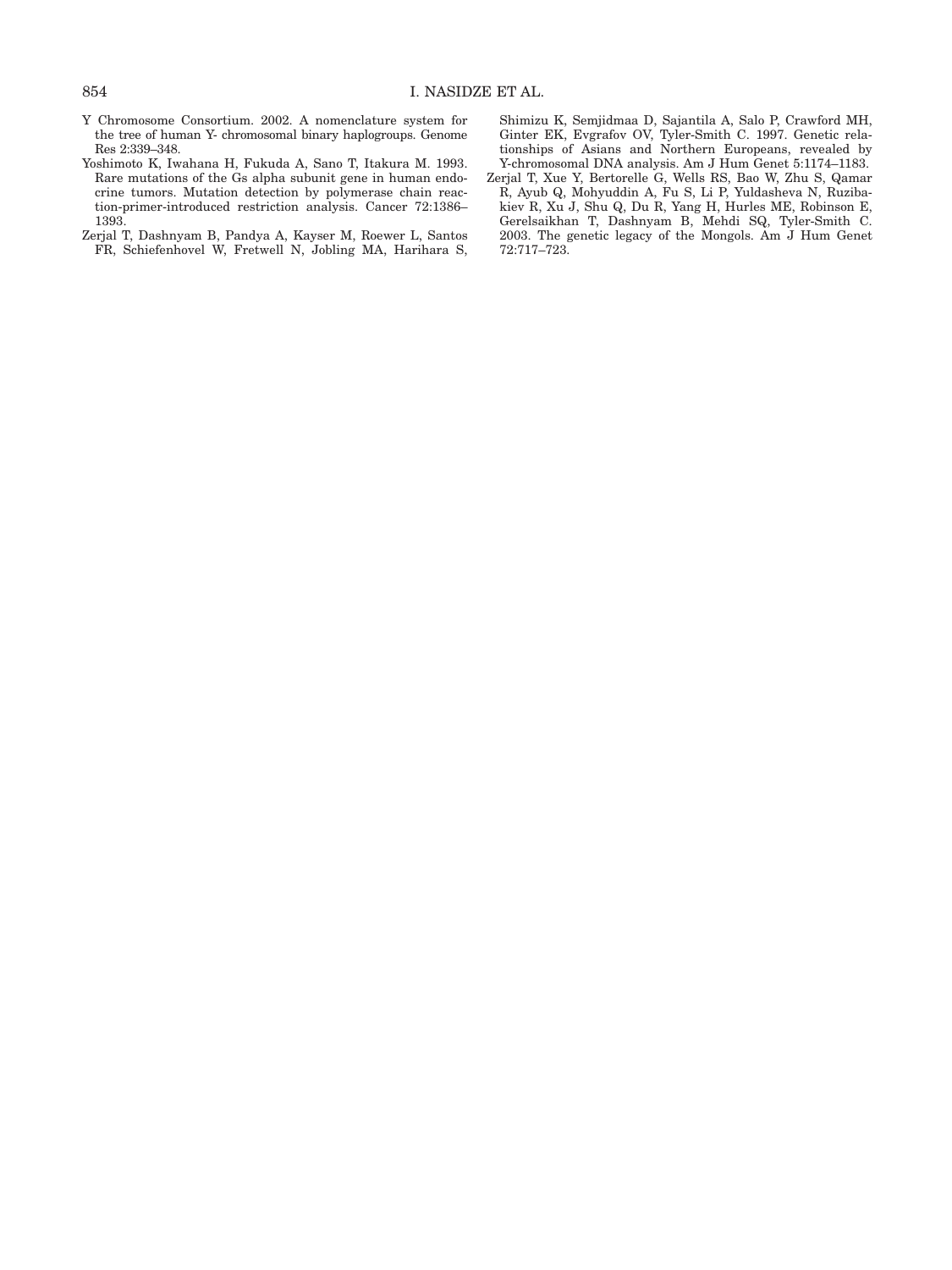Y Chromosome Consortium. 2002. A nomenclature system for the tree of human Y- chromosomal binary haplogroups. Genome Res 2:339–348.

Yoshimoto K, Iwahana H, Fukuda A, Sano T, Itakura M. 1993. Rare mutations of the Gs alpha subunit gene in human endocrine tumors. Mutation detection by polymerase chain reaction-primer-introduced restriction analysis. Cancer 72:1386–1393.

Zerjal T, Dashnyam B, Pandya A, Kayser M, Roewer L, Santos FR, Schiefenhovel W, Fretwell N, Jobling MA, Harihara S, Shimizu K, Semjidmaa D, Sajantila A, Salo P, Crawford MH, Ginter EK, Evgrafov OV, Tyler-Smith C. 1997. Genetic relationships of Asians and Northern Europeans, revealed by Y-chromosomal DNA analysis. Am J Hum Genet 5:1174–1183.

Zerjal T, Xue Y, Bertorelle G, Wells RS, Bao W, Zhu S, Qamar R, Ayub Q, Mohyuddin A, Fu S, Li P, Yuldasheva N, Ruzibakiev R, Xu J, Shu Q, Du R, Yang H, Hurles ME, Robinson E, Gerelsaikhan T, Dashnyam B, Mehdi SQ, Tyler-Smith C. 2003. The genetic legacy of the Mongols. Am J Hum Genet 72:717–723.